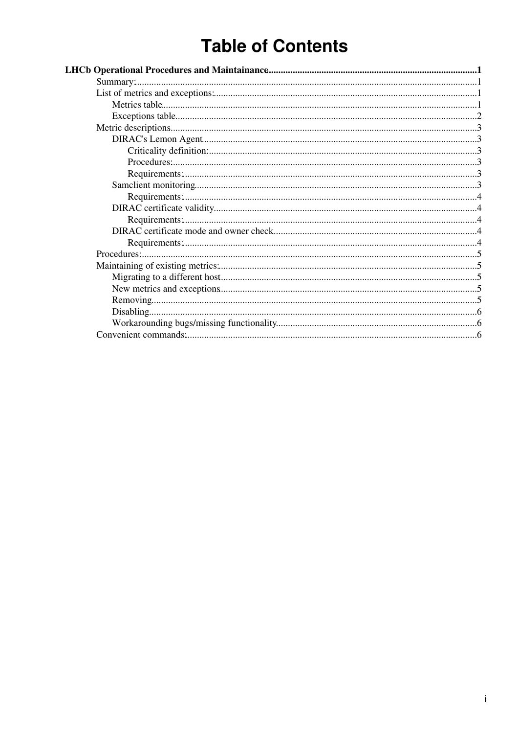# Table of Contents

**LHCb Operational Procedures and Maintainance......1**

- Summary:......1
- List of metrics and exceptions:......1
  - Metrics table......1
  - Exceptions table......2
- Metric descriptions......3
  - DIRAC's Lemon Agent......3
    - Criticality definition:......3
    - Procedures:......3
    - Requirements:......3
  - Samclient monitoring......3
    - Requirements:......4
  - DIRAC certificate validity......4
    - Requirements:......4
  - DIRAC certificate mode and owner check......4
    - Requirements:......4
- Procedures:......5
- Maintaining of existing metrics:......5
  - Migrating to a different host......5
  - New metrics and exceptions......5
  - Removing......5
  - Disabling......6
  - Workarounding bugs/missing functionality......6
- Convenient commands:......6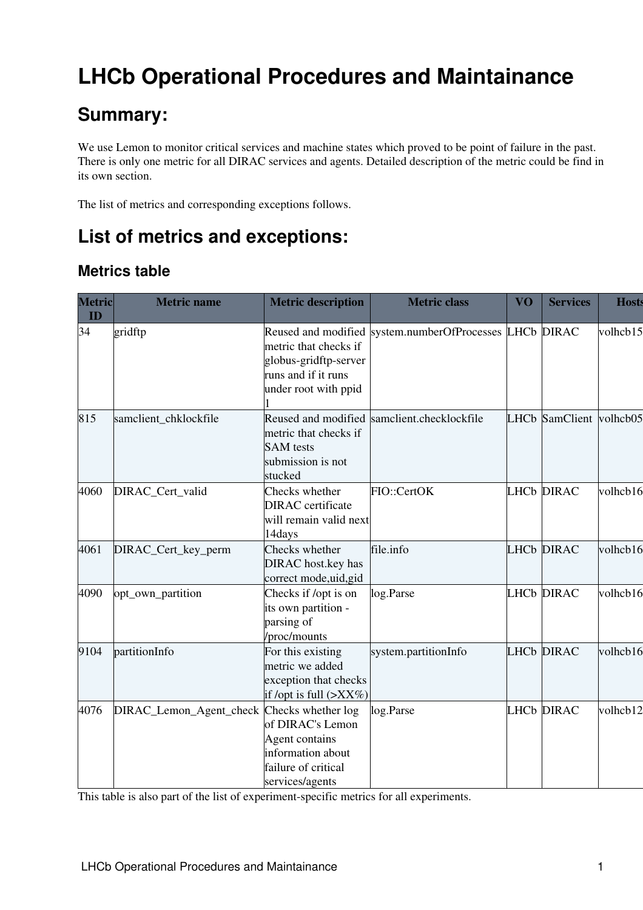# LHCb Operational Procedures and Maintainance

## Summary:

We use Lemon to monitor critical services and machine states which proved to be point of failure in the past. There is only one metric for all DIRAC services and agents. Detailed description of the metric could be find in its own section.

The list of metrics and corresponding exceptions follows.

## List of metrics and exceptions:

### Metrics table

| Metric ID | Metric name | Metric description | Metric class | VO | Services | Hosts |
|---|---|---|---|---|---|---|
| 34 | gridftp | Reused and modified metric that checks if globus-gridftp-server runs and if it runs under root with ppid 1 | system.numberOfProcesses | LHCb | DIRAC | volhcb15 |
| 815 | samclient_chklockfile | Reused and modified metric that checks if SAM tests submission is not stucked | samclient.checklockfile | LHCb | SamClient | volhcb05 |
| 4060 | DIRAC_Cert_valid | Checks whether DIRAC certificate will remain valid next 14days | FIO::CertOK | LHCb | DIRAC | volhcb16 |
| 4061 | DIRAC_Cert_key_perm | Checks whether DIRAC host.key has correct mode,uid,gid | file.info | LHCb | DIRAC | volhcb16 |
| 4090 | opt_own_partition | Checks if /opt is on its own partition - parsing of /proc/mounts | log.Parse | LHCb | DIRAC | volhcb16 |
| 9104 | partitionInfo | For this existing metric we added exception that checks if /opt is full (>XX%) | system.partitionInfo | LHCb | DIRAC | volhcb16 |
| 4076 | DIRAC_Lemon_Agent_check | Checks whether log of DIRAC's Lemon Agent contains information about failure of critical services/agents | log.Parse | LHCb | DIRAC | volhcb12 |

This table is also part of the list of experiment-specific metrics for all experiments.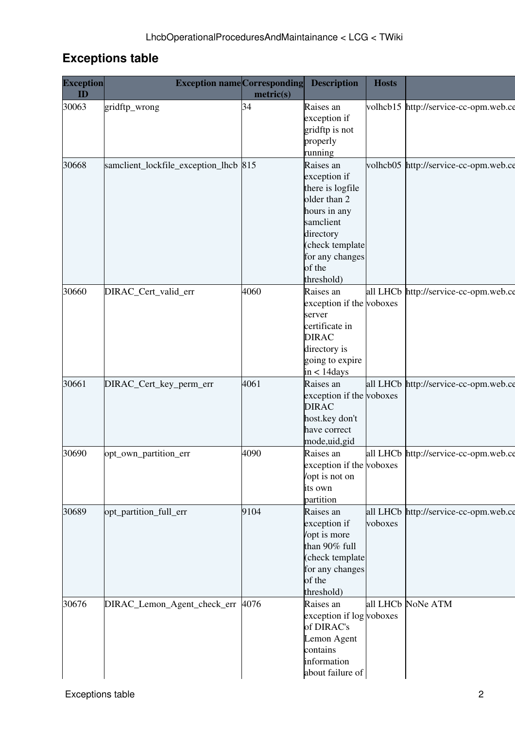## Exceptions table

| Exception ID | Exception name | Corresponding metric(s) | Description | Hosts | |
|---|---|---|---|---|---|
| 30063 | gridftp_wrong | 34 | Raises an exception if gridftp is not properly running | volhcb15 | http://service-cc-opm.web.ce |
| 30668 | samclient_lockfile_exception_lhcb | 815 | Raises an exception if there is logfile older than 2 hours in any samclient directory (check template for any changes of the threshold) | volhcb05 | http://service-cc-opm.web.ce |
| 30660 | DIRAC_Cert_valid_err | 4060 | Raises an exception if the server certificate in DIRAC directory is going to expire in < 14days | all LHCb voboxes | http://service-cc-opm.web.ce |
| 30661 | DIRAC_Cert_key_perm_err | 4061 | Raises an exception if the DIRAC host.key don't have correct mode,uid,gid | all LHCb voboxes | http://service-cc-opm.web.ce |
| 30690 | opt_own_partition_err | 4090 | Raises an exception if the /opt is not on its own partition | all LHCb voboxes | http://service-cc-opm.web.ce |
| 30689 | opt_partition_full_err | 9104 | Raises an exception if /opt is more than 90% full (check template for any changes of the threshold) | all LHCb voboxes | http://service-cc-opm.web.ce |
| 30676 | DIRAC_Lemon_Agent_check_err | 4076 | Raises an exception if log of DIRAC's Lemon Agent contains information about failure of | all LHCb voboxes | NoNe ATM |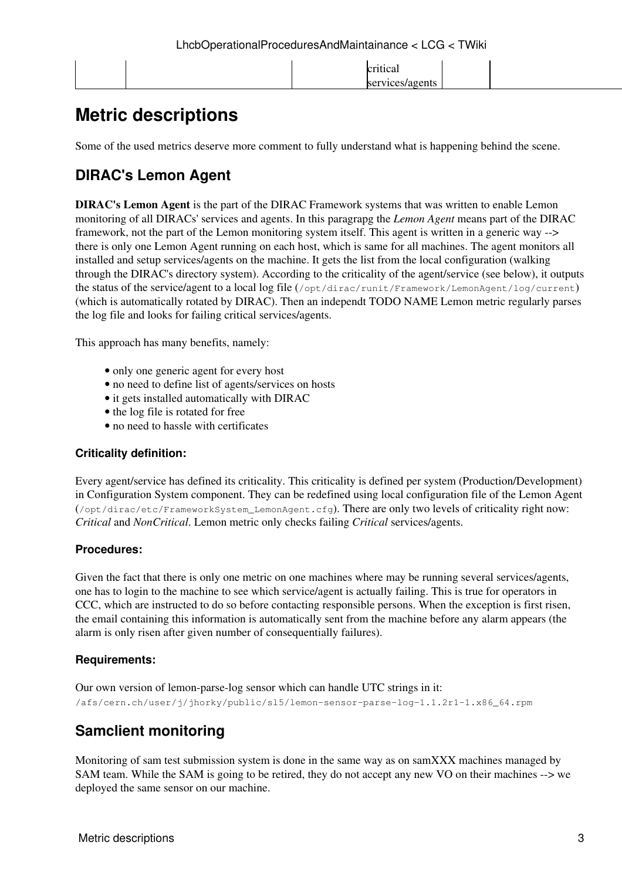| | | | critical services/agents | | |
|---|---|---|---|---|---|

## Metric descriptions

Some of the used metrics deserve more comment to fully understand what is happening behind the scene.

### DIRAC's Lemon Agent

**DIRAC's Lemon Agent** is the part of the DIRAC Framework systems that was written to enable Lemon monitoring of all DIRACs' services and agents. In this paragrapg the *Lemon Agent* means part of the DIRAC framework, not the part of the Lemon monitoring system itself. This agent is written in a generic way --> there is only one Lemon Agent running on each host, which is same for all machines. The agent monitors all installed and setup services/agents on the machine. It gets the list from the local configuration (walking through the DIRAC's directory system). According to the criticality of the agent/service (see below), it outputs the status of the service/agent to a local log file (`/opt/dirac/runit/Framework/LemonAgent/log/current`) (which is automatically rotated by DIRAC). Then an independt TODO NAME Lemon metric regularly parses the log file and looks for failing critical services/agents.

This approach has many benefits, namely:

- only one generic agent for every host
- no need to define list of agents/services on hosts
- it gets installed automatically with DIRAC
- the log file is rotated for free
- no need to hassle with certificates

#### Criticality definition:

Every agent/service has defined its criticality. This criticality is defined per system (Production/Development) in Configuration System component. They can be redefined using local configuration file of the Lemon Agent (`/opt/dirac/etc/FrameworkSystem_LemonAgent.cfg`). There are only two levels of criticality right now: *Critical* and *NonCritical*. Lemon metric only checks failing *Critical* services/agents.

#### Procedures:

Given the fact that there is only one metric on one machines where may be running several services/agents, one has to login to the machine to see which service/agent is actually failing. This is true for operators in CCC, which are instructed to do so before contacting responsible persons. When the exception is first risen, the email containing this information is automatically sent from the machine before any alarm appears (the alarm is only risen after given number of consequentially failures).

#### Requirements:

Our own version of lemon-parse-log sensor which can handle UTC strings in it:
`/afs/cern.ch/user/j/jhorky/public/sl5/lemon-sensor-parse-log-1.1.2r1-1.x86_64.rpm`

### Samclient monitoring

Monitoring of sam test submission system is done in the same way as on samXXX machines managed by SAM team. While the SAM is going to be retired, they do not accept any new VO on their machines --> we deployed the same sensor on our machine.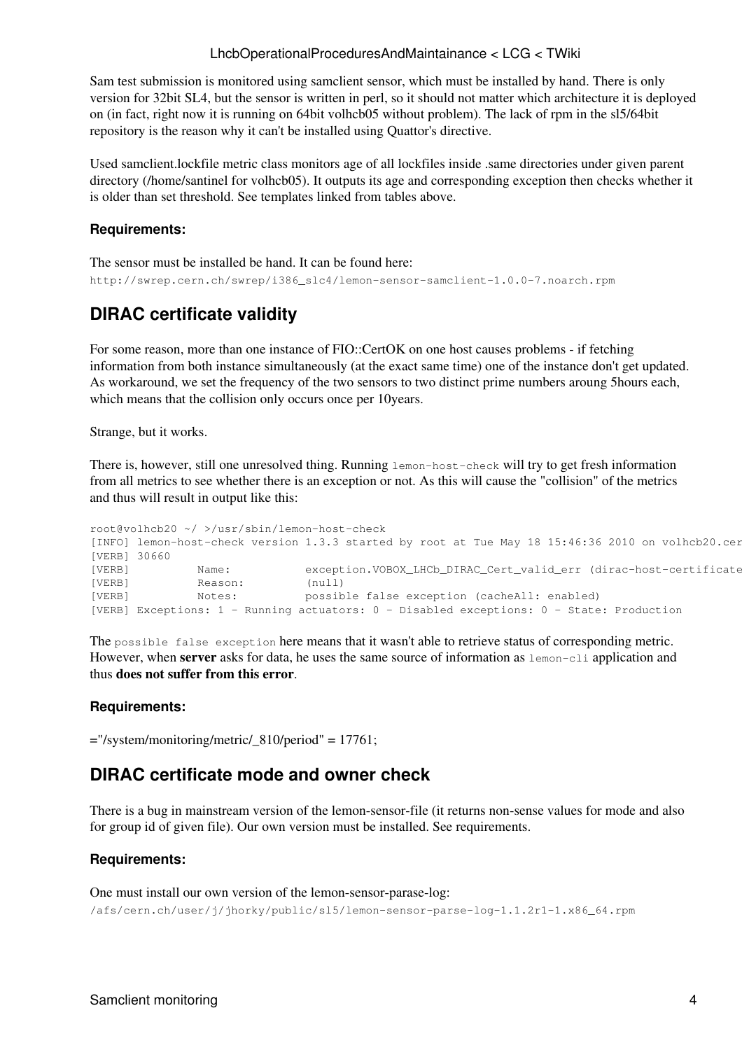Sam test submission is monitored using samclient sensor, which must be installed by hand. There is only version for 32bit SL4, but the sensor is written in perl, so it should not matter which architecture it is deployed on (in fact, right now it is running on 64bit volhcb05 without problem). The lack of rpm in the sl5/64bit repository is the reason why it can't be installed using Quattor's directive.

Used samclient.lockfile metric class monitors age of all lockfiles inside .same directories under given parent directory (/home/santinel for volhcb05). It outputs its age and corresponding exception then checks whether it is older than set threshold. See templates linked from tables above.

#### Requirements:

The sensor must be installed be hand. It can be found here:
`http://swrep.cern.ch/swrep/i386_slc4/lemon-sensor-samclient-1.0.0-7.noarch.rpm`

## DIRAC certificate validity

For some reason, more than one instance of FIO::CertOK on one host causes problems - if fetching information from both instance simultaneously (at the exact same time) one of the instance don't get updated. As workaround, we set the frequency of the two sensors to two distinct prime numbers aroung 5hours each, which means that the collision only occurs once per 10years.

Strange, but it works.

There is, however, still one unresolved thing. Running `lemon-host-check` will try to get fresh information from all metrics to see whether there is an exception or not. As this will cause the "collision" of the metrics and thus will result in output like this:

```
root@volhcb20 ~/ >/usr/sbin/lemon-host-check
[INFO] lemon-host-check version 1.3.3 started by root at Tue May 18 15:46:36 2010 on volhcb20.cer
[VERB] 30660
[VERB]          Name:           exception.VOBOX_LHCb_DIRAC_Cert_valid_err (dirac-host-certificate
[VERB]          Reason:         (null)
[VERB]          Notes:          possible false exception (cacheAll: enabled)
[VERB] Exceptions: 1 - Running actuators: 0 - Disabled exceptions: 0 - State: Production
```

The `possible false exception` here means that it wasn't able to retrieve status of corresponding metric. However, when **server** asks for data, he uses the same source of information as `lemon-cli` application and thus **does not suffer from this error**.

#### Requirements:

="/system/monitoring/metric/_810/period" = 17761;

## DIRAC certificate mode and owner check

There is a bug in mainstream version of the lemon-sensor-file (it returns non-sense values for mode and also for group id of given file). Our own version must be installed. See requirements.

#### Requirements:

One must install our own version of the lemon-sensor-parase-log:
`/afs/cern.ch/user/j/jhorky/public/sl5/lemon-sensor-parse-log-1.1.2r1-1.x86_64.rpm`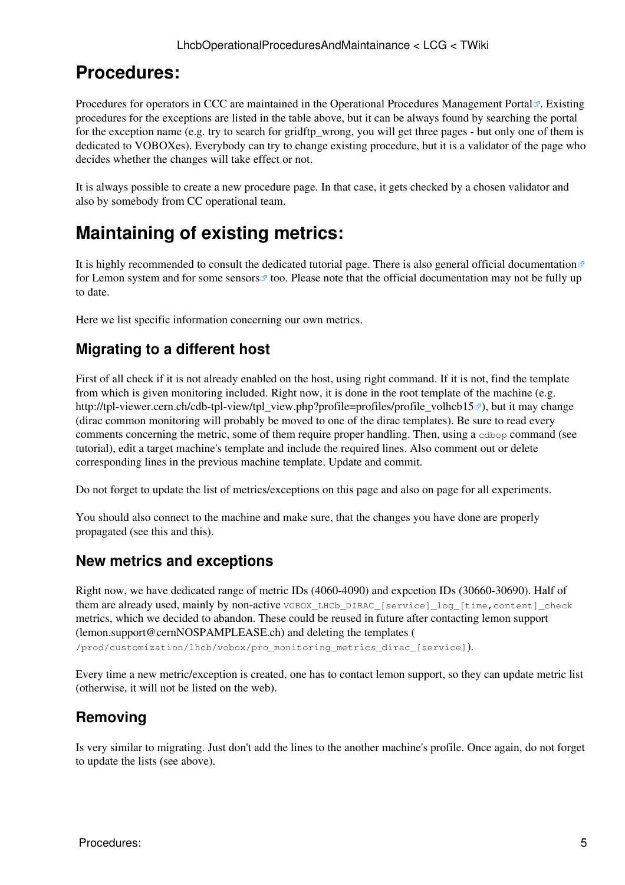# Procedures:

Procedures for operators in CCC are maintained in the Operational Procedures Management Portal. Existing procedures for the exceptions are listed in the table above, but it can be always found by searching the portal for the exception name (e.g. try to search for gridftp_wrong, you will get three pages - but only one of them is dedicated to VOBOXes). Everybody can try to change existing procedure, but it is a validator of the page who decides whether the changes will take effect or not.

It is always possible to create a new procedure page. In that case, it gets checked by a chosen validator and also by somebody from CC operational team.

# Maintaining of existing metrics:

It is highly recommended to consult the dedicated tutorial page. There is also general official documentation for Lemon system and for some sensors too. Please note that the official documentation may not be fully up to date.

Here we list specific information concerning our own metrics.

## Migrating to a different host

First of all check if it is not already enabled on the host, using right command. If it is not, find the template from which is given monitoring included. Right now, it is done in the root template of the machine (e.g. http://tpl-viewer.cern.ch/cdb-tpl-view/tpl_view.php?profile=profiles/profile_volhcb15), but it may change (dirac common monitoring will probably be moved to one of the dirac templates). Be sure to read every comments concerning the metric, some of them require proper handling. Then, using a `cdbop` command (see tutorial), edit a target machine's template and include the required lines. Also comment out or delete corresponding lines in the previous machine template. Update and commit.

Do not forget to update the list of metrics/exceptions on this page and also on page for all experiments.

You should also connect to the machine and make sure, that the changes you have done are properly propagated (see this and this).

## New metrics and exceptions

Right now, we have dedicated range of metric IDs (4060-4090) and expcetion IDs (30660-30690). Half of them are already used, mainly by non-active `VOBOX_LHCb_DIRAC_[service]_log_[time,content]_check` metrics, which we decided to abandon. These could be reused in future after contacting lemon support (lemon.support@cernNOSPAMPLEASE.ch) and deleting the templates ( `/prod/customization/lhcb/vobox/pro_monitoring_metrics_dirac_[service]`).

Every time a new metric/exception is created, one has to contact lemon support, so they can update metric list (otherwise, it will not be listed on the web).

## Removing

Is very similar to migrating. Just don't add the lines to the another machine's profile. Once again, do not forget to update the lists (see above).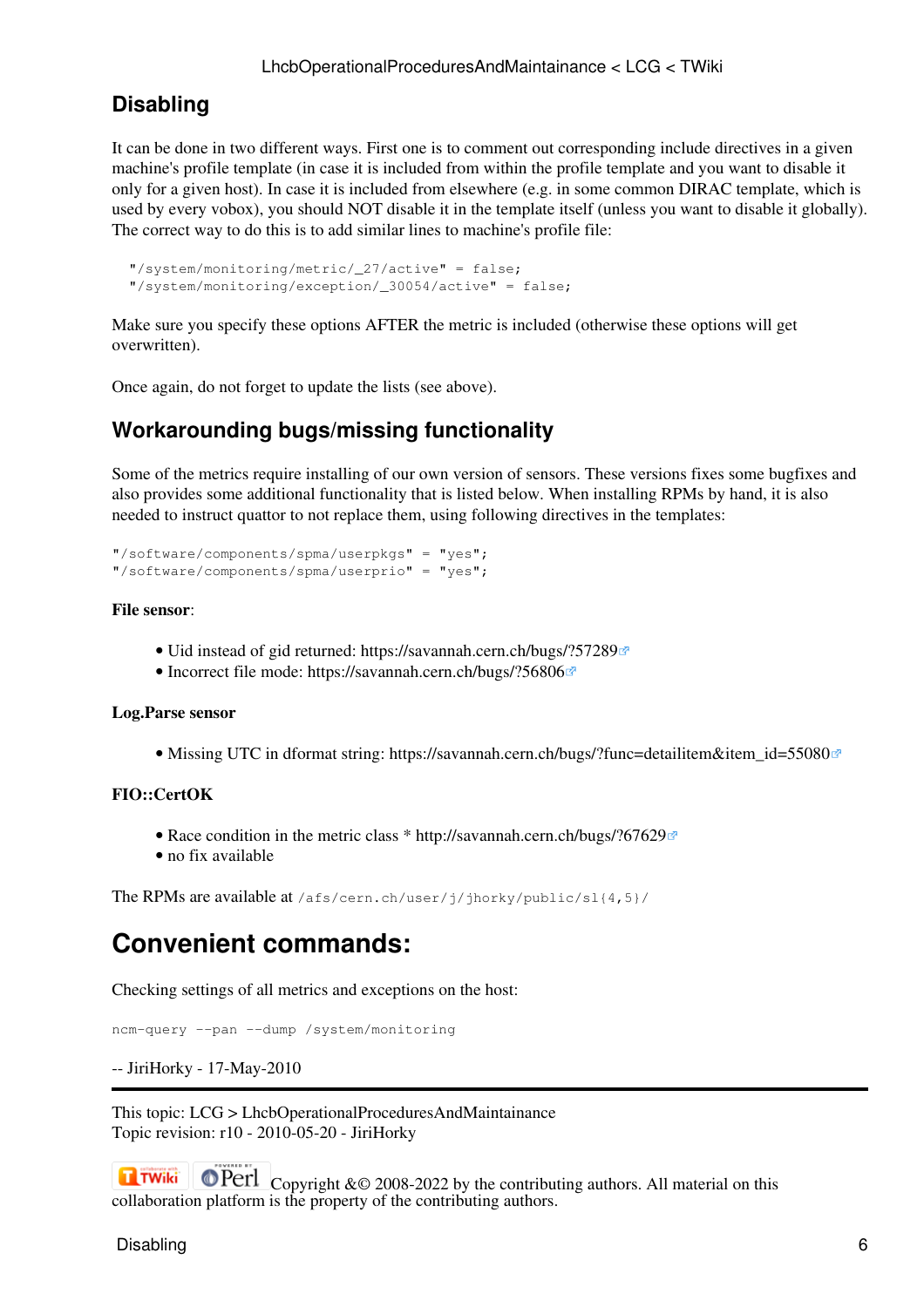## Disabling

It can be done in two different ways. First one is to comment out corresponding include directives in a given machine's profile template (in case it is included from within the profile template and you want to disable it only for a given host). In case it is included from elsewhere (e.g. in some common DIRAC template, which is used by every vobox), you should NOT disable it in the template itself (unless you want to disable it globally). The correct way to do this is to add similar lines to machine's profile file:

```
  "/system/monitoring/metric/_27/active" = false;
  "/system/monitoring/exception/_30054/active" = false;
```

Make sure you specify these options AFTER the metric is included (otherwise these options will get overwritten).

Once again, do not forget to update the lists (see above).

## Workarounding bugs/missing functionality

Some of the metrics require installing of our own version of sensors. These versions fixes some bugfixes and also provides some additional functionality that is listed below. When installing RPMs by hand, it is also needed to instruct quattor to not replace them, using following directives in the templates:

```
"/software/components/spma/userpkgs" = "yes";
"/software/components/spma/userprio" = "yes";
```

**File sensor**:

- Uid instead of gid returned: https://savannah.cern.ch/bugs/?57289
- Incorrect file mode: https://savannah.cern.ch/bugs/?56806

**Log.Parse sensor**

- Missing UTC in dformat string: https://savannah.cern.ch/bugs/?func=detailitem&item_id=55080

**FIO::CertOK**

- Race condition in the metric class * http://savannah.cern.ch/bugs/?67629
- no fix available

The RPMs are available at `/afs/cern.ch/user/j/jhorky/public/sl{4,5}/`

# Convenient commands:

Checking settings of all metrics and exceptions on the host:

```
ncm-query --pan --dump /system/monitoring
```

-- JiriHorky - 17-May-2010

---

This topic: LCG > LhcbOperationalProceduresAndMaintainance
Topic revision: r10 - 2010-05-20 - JiriHorky

Copyright &© 2008-2022 by the contributing authors. All material on this collaboration platform is the property of the contributing authors.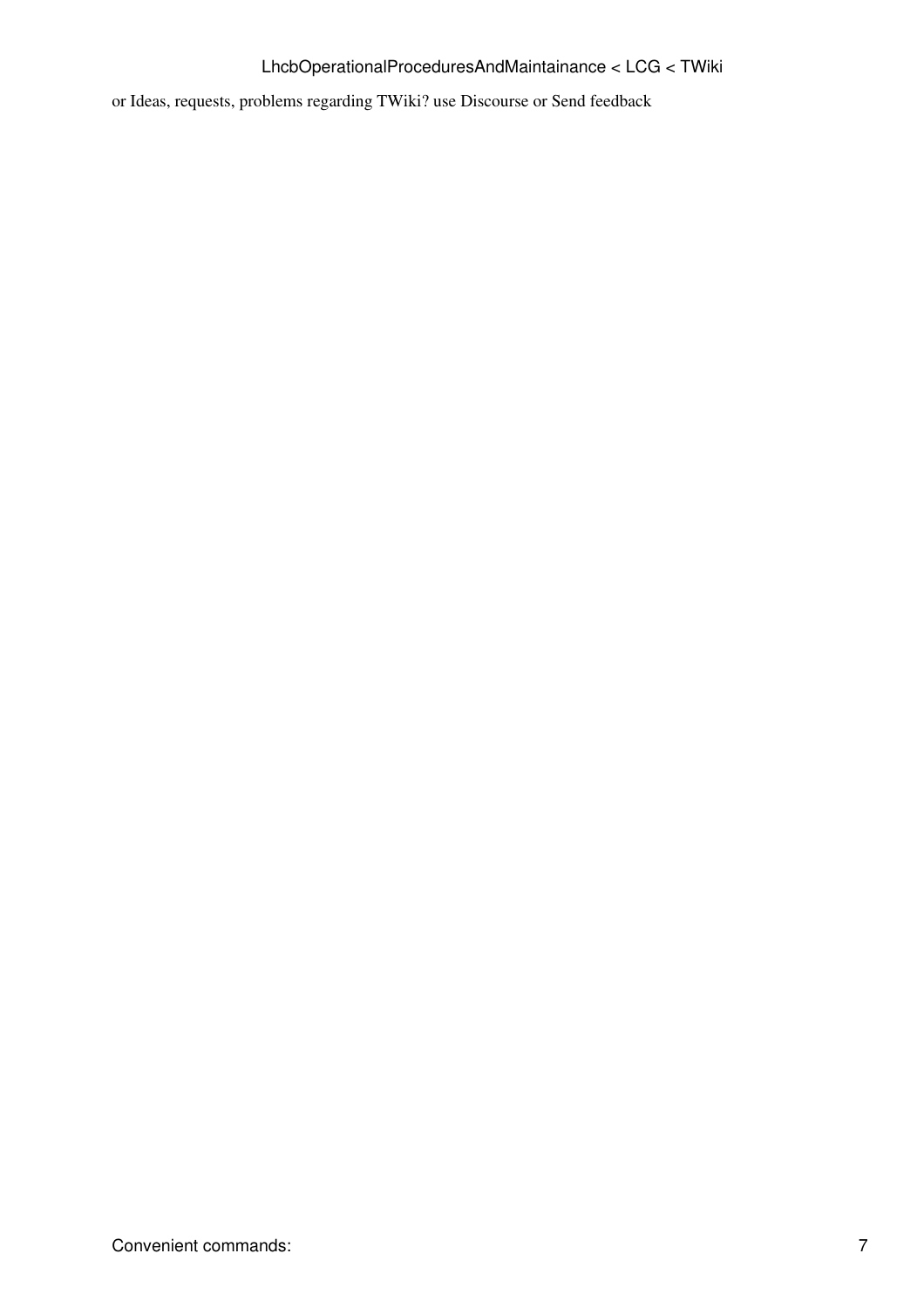or Ideas, requests, problems regarding TWiki? use Discourse or Send feedback